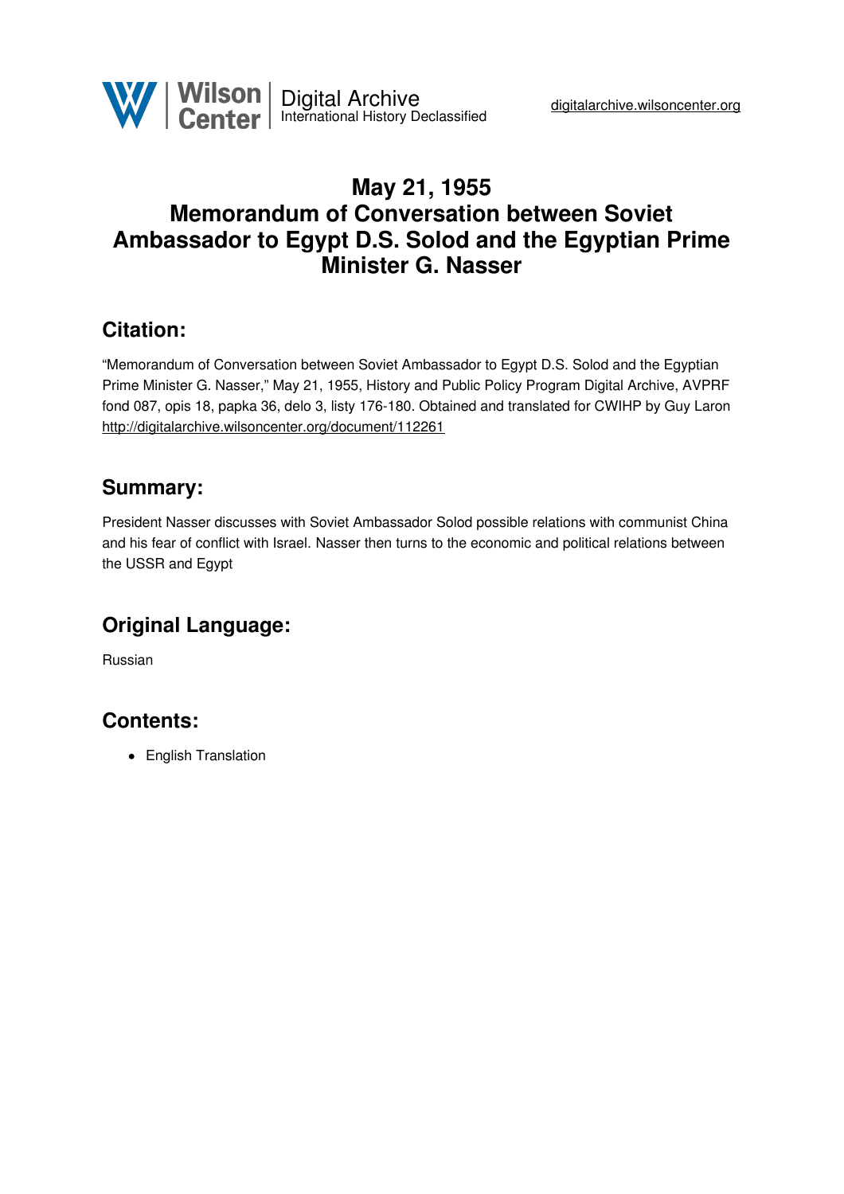# May 21, 1955
# Memorandum of Conversation between Soviet Ambassador to Egypt D.S. Solod and the Egyptian Prime Minister G. Nasser

## Citation:

"Memorandum of Conversation between Soviet Ambassador to Egypt D.S. Solod and the Egyptian Prime Minister G. Nasser," May 21, 1955, History and Public Policy Program Digital Archive, AVPRF fond 087, opis 18, papka 36, delo 3, listy 176-180. Obtained and translated for CWIHP by Guy Laron
http://digitalarchive.wilsoncenter.org/document/112261

## Summary:

President Nasser discusses with Soviet Ambassador Solod possible relations with communist China and his fear of conflict with Israel. Nasser then turns to the economic and political relations between the USSR and Egypt

## Original Language:

Russian

## Contents:

- English Translation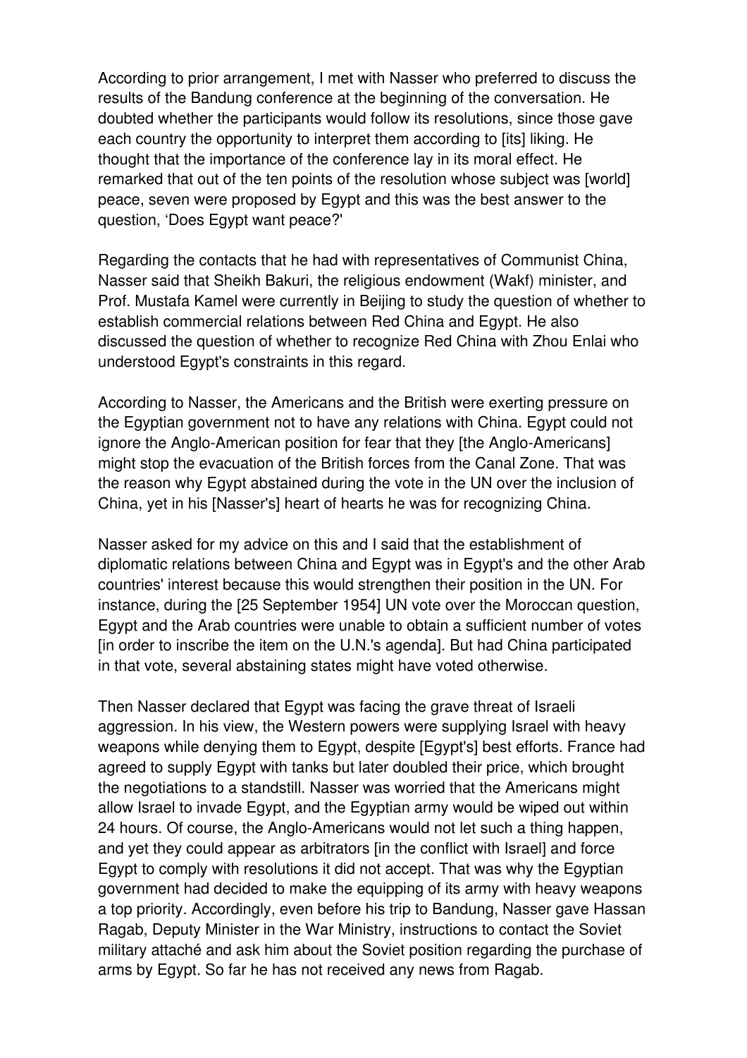According to prior arrangement, I met with Nasser who preferred to discuss the results of the Bandung conference at the beginning of the conversation. He doubted whether the participants would follow its resolutions, since those gave each country the opportunity to interpret them according to [its] liking. He thought that the importance of the conference lay in its moral effect. He remarked that out of the ten points of the resolution whose subject was [world] peace, seven were proposed by Egypt and this was the best answer to the question, 'Does Egypt want peace?'

Regarding the contacts that he had with representatives of Communist China, Nasser said that Sheikh Bakuri, the religious endowment (Wakf) minister, and Prof. Mustafa Kamel were currently in Beijing to study the question of whether to establish commercial relations between Red China and Egypt. He also discussed the question of whether to recognize Red China with Zhou Enlai who understood Egypt's constraints in this regard.

According to Nasser, the Americans and the British were exerting pressure on the Egyptian government not to have any relations with China. Egypt could not ignore the Anglo-American position for fear that they [the Anglo-Americans] might stop the evacuation of the British forces from the Canal Zone. That was the reason why Egypt abstained during the vote in the UN over the inclusion of China, yet in his [Nasser's] heart of hearts he was for recognizing China.

Nasser asked for my advice on this and I said that the establishment of diplomatic relations between China and Egypt was in Egypt's and the other Arab countries' interest because this would strengthen their position in the UN. For instance, during the [25 September 1954] UN vote over the Moroccan question, Egypt and the Arab countries were unable to obtain a sufficient number of votes [in order to inscribe the item on the U.N.'s agenda]. But had China participated in that vote, several abstaining states might have voted otherwise.

Then Nasser declared that Egypt was facing the grave threat of Israeli aggression. In his view, the Western powers were supplying Israel with heavy weapons while denying them to Egypt, despite [Egypt's] best efforts. France had agreed to supply Egypt with tanks but later doubled their price, which brought the negotiations to a standstill. Nasser was worried that the Americans might allow Israel to invade Egypt, and the Egyptian army would be wiped out within 24 hours. Of course, the Anglo-Americans would not let such a thing happen, and yet they could appear as arbitrators [in the conflict with Israel] and force Egypt to comply with resolutions it did not accept. That was why the Egyptian government had decided to make the equipping of its army with heavy weapons a top priority. Accordingly, even before his trip to Bandung, Nasser gave Hassan Ragab, Deputy Minister in the War Ministry, instructions to contact the Soviet military attaché and ask him about the Soviet position regarding the purchase of arms by Egypt. So far he has not received any news from Ragab.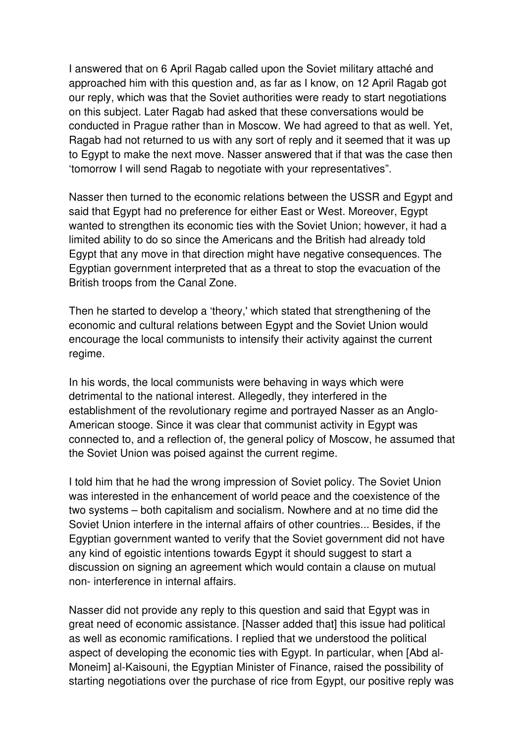I answered that on 6 April Ragab called upon the Soviet military attaché and approached him with this question and, as far as I know, on 12 April Ragab got our reply, which was that the Soviet authorities were ready to start negotiations on this subject. Later Ragab had asked that these conversations would be conducted in Prague rather than in Moscow. We had agreed to that as well. Yet, Ragab had not returned to us with any sort of reply and it seemed that it was up to Egypt to make the next move. Nasser answered that if that was the case then 'tomorrow I will send Ragab to negotiate with your representatives".

Nasser then turned to the economic relations between the USSR and Egypt and said that Egypt had no preference for either East or West. Moreover, Egypt wanted to strengthen its economic ties with the Soviet Union; however, it had a limited ability to do so since the Americans and the British had already told Egypt that any move in that direction might have negative consequences. The Egyptian government interpreted that as a threat to stop the evacuation of the British troops from the Canal Zone.

Then he started to develop a 'theory,' which stated that strengthening of the economic and cultural relations between Egypt and the Soviet Union would encourage the local communists to intensify their activity against the current regime.

In his words, the local communists were behaving in ways which were detrimental to the national interest. Allegedly, they interfered in the establishment of the revolutionary regime and portrayed Nasser as an Anglo-American stooge. Since it was clear that communist activity in Egypt was connected to, and a reflection of, the general policy of Moscow, he assumed that the Soviet Union was poised against the current regime.

I told him that he had the wrong impression of Soviet policy. The Soviet Union was interested in the enhancement of world peace and the coexistence of the two systems – both capitalism and socialism. Nowhere and at no time did the Soviet Union interfere in the internal affairs of other countries... Besides, if the Egyptian government wanted to verify that the Soviet government did not have any kind of egoistic intentions towards Egypt it should suggest to start a discussion on signing an agreement which would contain a clause on mutual non- interference in internal affairs.

Nasser did not provide any reply to this question and said that Egypt was in great need of economic assistance. [Nasser added that] this issue had political as well as economic ramifications. I replied that we understood the political aspect of developing the economic ties with Egypt. In particular, when [Abd al-Moneim] al-Kaisouni, the Egyptian Minister of Finance, raised the possibility of starting negotiations over the purchase of rice from Egypt, our positive reply was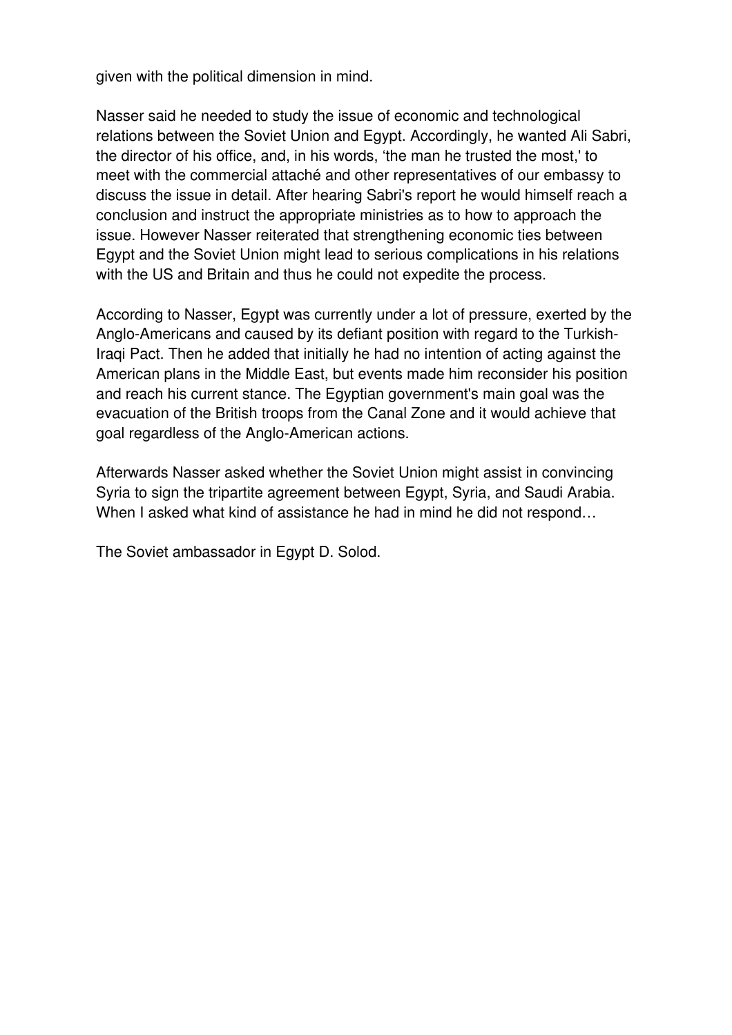given with the political dimension in mind.

Nasser said he needed to study the issue of economic and technological relations between the Soviet Union and Egypt. Accordingly, he wanted Ali Sabri, the director of his office, and, in his words, 'the man he trusted the most,' to meet with the commercial attaché and other representatives of our embassy to discuss the issue in detail. After hearing Sabri's report he would himself reach a conclusion and instruct the appropriate ministries as to how to approach the issue. However Nasser reiterated that strengthening economic ties between Egypt and the Soviet Union might lead to serious complications in his relations with the US and Britain and thus he could not expedite the process.

According to Nasser, Egypt was currently under a lot of pressure, exerted by the Anglo-Americans and caused by its defiant position with regard to the Turkish-Iraqi Pact. Then he added that initially he had no intention of acting against the American plans in the Middle East, but events made him reconsider his position and reach his current stance. The Egyptian government's main goal was the evacuation of the British troops from the Canal Zone and it would achieve that goal regardless of the Anglo-American actions.

Afterwards Nasser asked whether the Soviet Union might assist in convincing Syria to sign the tripartite agreement between Egypt, Syria, and Saudi Arabia. When I asked what kind of assistance he had in mind he did not respond…

The Soviet ambassador in Egypt D. Solod.